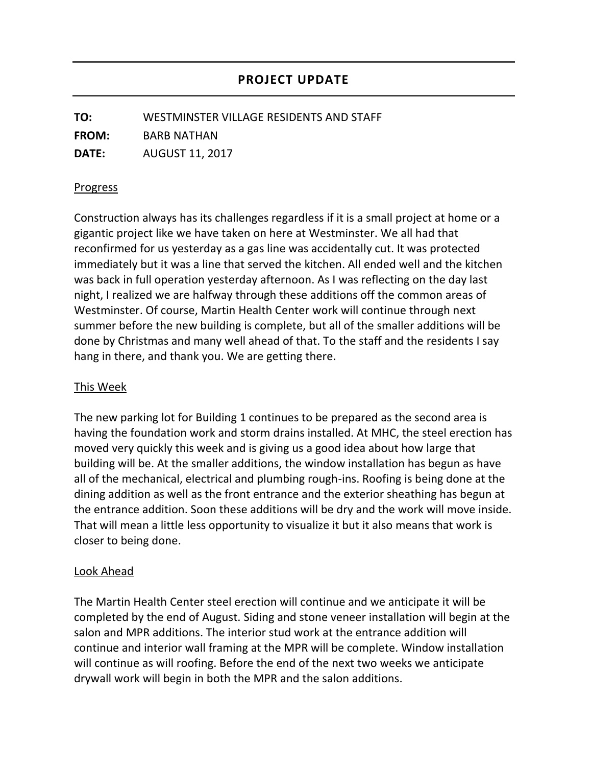# PROJECT UPDATE

**TO:** WESTMINSTER VILLAGE RESIDENTS AND STAFF

**FROM:** BARB NATHAN

**DATE:** AUGUST 11, 2017

## Progress

Construction always has its challenges regardless if it is a small project at home or a gigantic project like we have taken on here at Westminster. We all had that reconfirmed for us yesterday as a gas line was accidentally cut. It was protected immediately but it was a line that served the kitchen. All ended well and the kitchen was back in full operation yesterday afternoon. As I was reflecting on the day last night, I realized we are halfway through these additions off the common areas of Westminster. Of course, Martin Health Center work will continue through next summer before the new building is complete, but all of the smaller additions will be done by Christmas and many well ahead of that. To the staff and the residents I say hang in there, and thank you. We are getting there.

## This Week

The new parking lot for Building 1 continues to be prepared as the second area is having the foundation work and storm drains installed. At MHC, the steel erection has moved very quickly this week and is giving us a good idea about how large that building will be. At the smaller additions, the window installation has begun as have all of the mechanical, electrical and plumbing rough-ins. Roofing is being done at the dining addition as well as the front entrance and the exterior sheathing has begun at the entrance addition. Soon these additions will be dry and the work will move inside. That will mean a little less opportunity to visualize it but it also means that work is closer to being done.

## Look Ahead

The Martin Health Center steel erection will continue and we anticipate it will be completed by the end of August. Siding and stone veneer installation will begin at the salon and MPR additions. The interior stud work at the entrance addition will continue and interior wall framing at the MPR will be complete. Window installation will continue as will roofing. Before the end of the next two weeks we anticipate drywall work will begin in both the MPR and the salon additions.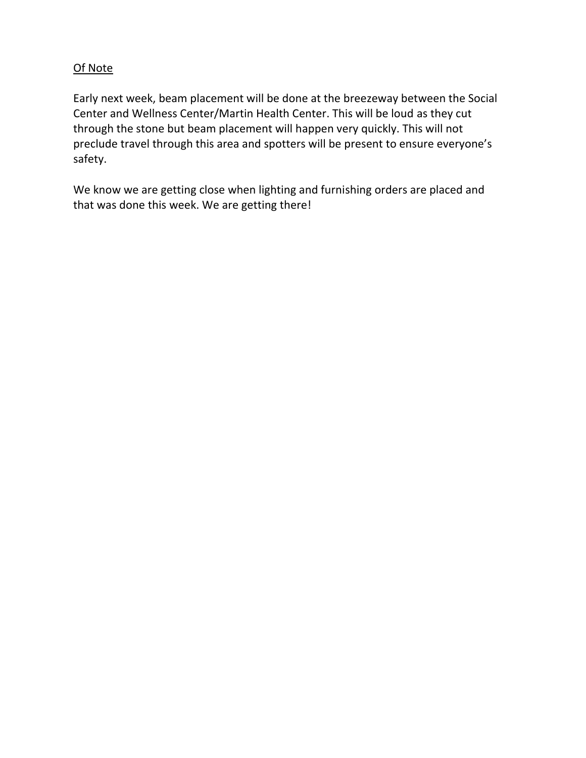<u>Of Note</u>

Early next week, beam placement will be done at the breezeway between the Social Center and Wellness Center/Martin Health Center. This will be loud as they cut through the stone but beam placement will happen very quickly. This will not preclude travel through this area and spotters will be present to ensure everyone's safety.

We know we are getting close when lighting and furnishing orders are placed and that was done this week. We are getting there!